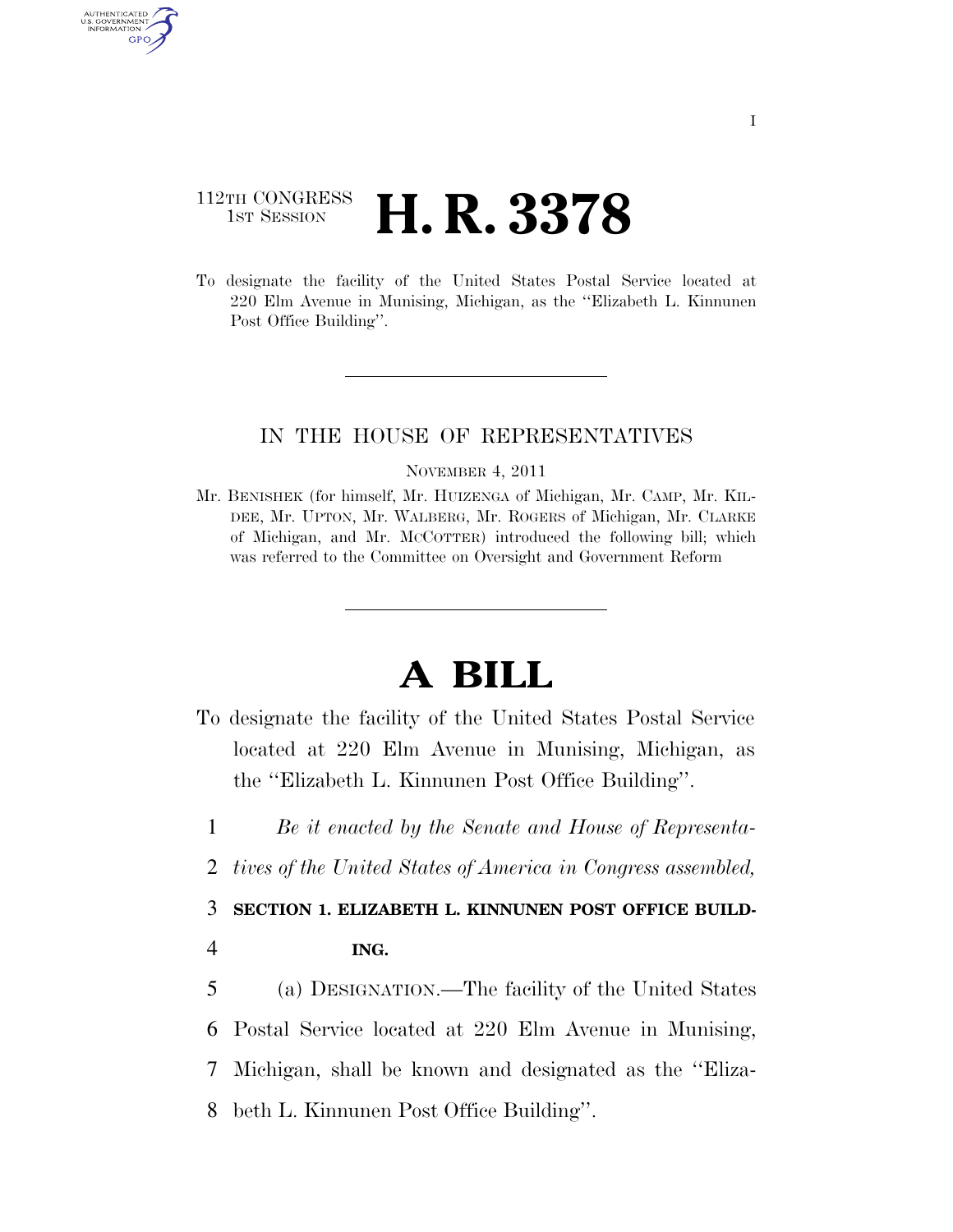112TH CONGRESS
1ST SESSION

# H. R. 3378

To designate the facility of the United States Postal Service located at 220 Elm Avenue in Munising, Michigan, as the ''Elizabeth L. Kinnunen Post Office Building''.

---

IN THE HOUSE OF REPRESENTATIVES

NOVEMBER 4, 2011

Mr. BENISHEK (for himself, Mr. HUIZENGA of Michigan, Mr. CAMP, Mr. KILDEE, Mr. UPTON, Mr. WALBERG, Mr. ROGERS of Michigan, Mr. CLARKE of Michigan, and Mr. MCCOTTER) introduced the following bill; which was referred to the Committee on Oversight and Government Reform

---

# A BILL

To designate the facility of the United States Postal Service located at 220 Elm Avenue in Munising, Michigan, as the ''Elizabeth L. Kinnunen Post Office Building''.

1 *Be it enacted by the Senate and House of Representa-*
2 *tives of the United States of America in Congress assembled,*

3 **SECTION 1. ELIZABETH L. KINNUNEN POST OFFICE BUILD-**
4 **ING.**

5 (a) DESIGNATION.—The facility of the United States
6 Postal Service located at 220 Elm Avenue in Munising,
7 Michigan, shall be known and designated as the ''Eliza-
8 beth L. Kinnunen Post Office Building''.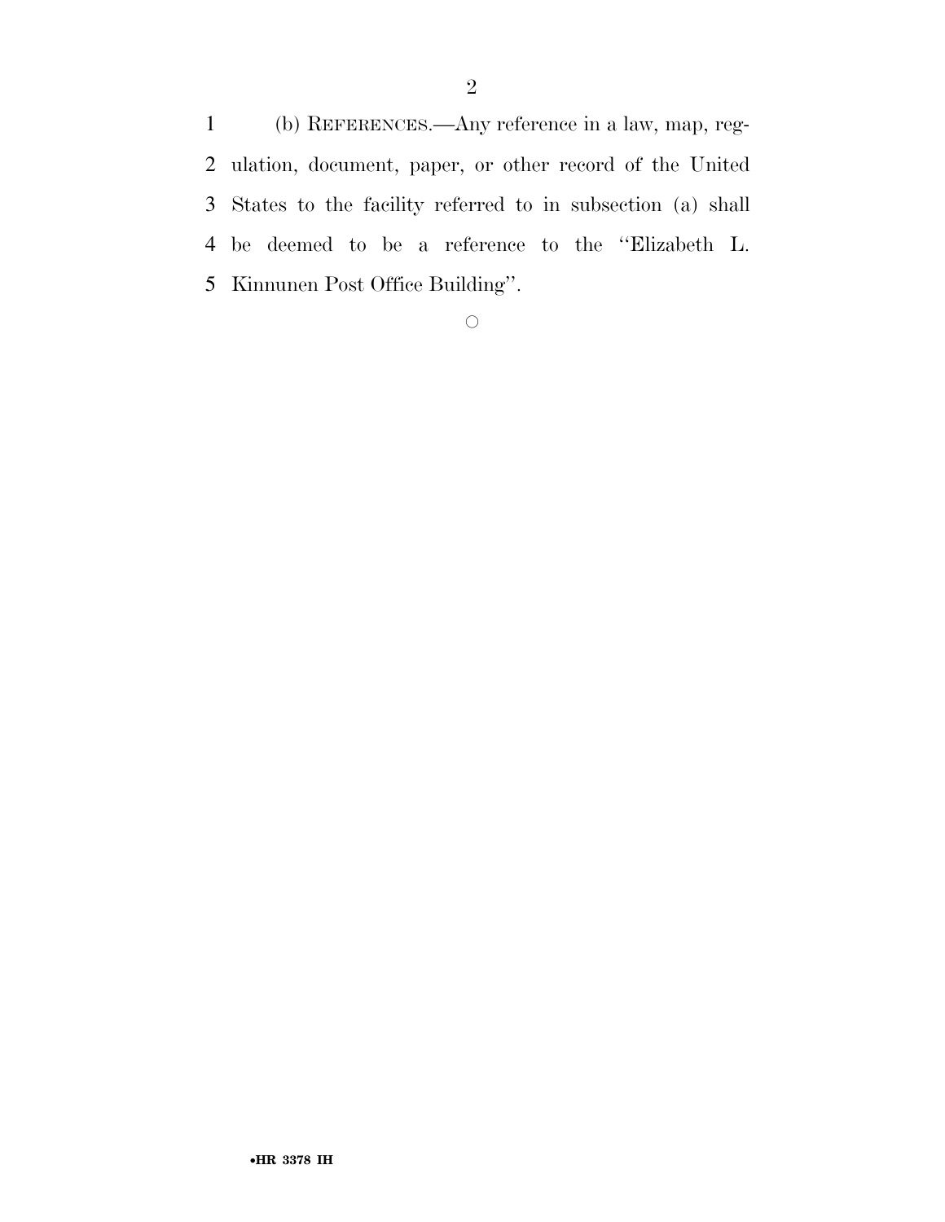(b) REFERENCES.—Any reference in a law, map, regulation, document, paper, or other record of the United States to the facility referred to in subsection (a) shall be deemed to be a reference to the ''Elizabeth L. Kinnunen Post Office Building''.

○